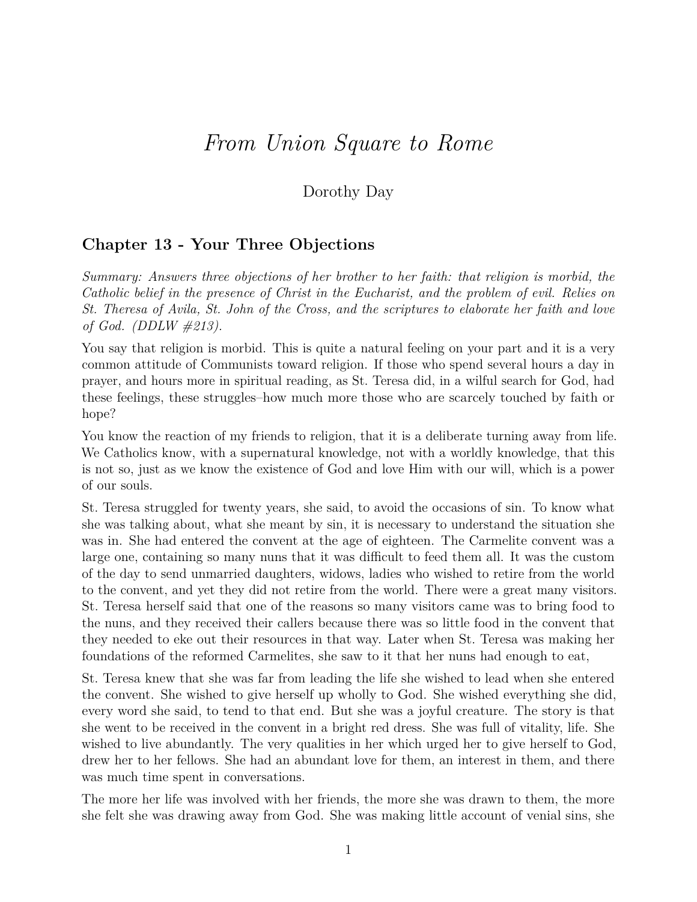# *From Union Square to Rome*

Dorothy Day

## Chapter 13 - Your Three Objections

*Summary: Answers three objections of her brother to her faith: that religion is morbid, the Catholic belief in the presence of Christ in the Eucharist, and the problem of evil. Relies on St. Theresa of Avila, St. John of the Cross, and the scriptures to elaborate her faith and love of God. (DDLW #213).*

You say that religion is morbid. This is quite a natural feeling on your part and it is a very common attitude of Communists toward religion. If those who spend several hours a day in prayer, and hours more in spiritual reading, as St. Teresa did, in a wilful search for God, had these feelings, these struggles–how much more those who are scarcely touched by faith or hope?

You know the reaction of my friends to religion, that it is a deliberate turning away from life. We Catholics know, with a supernatural knowledge, not with a worldly knowledge, that this is not so, just as we know the existence of God and love Him with our will, which is a power of our souls.

St. Teresa struggled for twenty years, she said, to avoid the occasions of sin. To know what she was talking about, what she meant by sin, it is necessary to understand the situation she was in. She had entered the convent at the age of eighteen. The Carmelite convent was a large one, containing so many nuns that it was difficult to feed them all. It was the custom of the day to send unmarried daughters, widows, ladies who wished to retire from the world to the convent, and yet they did not retire from the world. There were a great many visitors. St. Teresa herself said that one of the reasons so many visitors came was to bring food to the nuns, and they received their callers because there was so little food in the convent that they needed to eke out their resources in that way. Later when St. Teresa was making her foundations of the reformed Carmelites, she saw to it that her nuns had enough to eat,

St. Teresa knew that she was far from leading the life she wished to lead when she entered the convent. She wished to give herself up wholly to God. She wished everything she did, every word she said, to tend to that end. But she was a joyful creature. The story is that she went to be received in the convent in a bright red dress. She was full of vitality, life. She wished to live abundantly. The very qualities in her which urged her to give herself to God, drew her to her fellows. She had an abundant love for them, an interest in them, and there was much time spent in conversations.

The more her life was involved with her friends, the more she was drawn to them, the more she felt she was drawing away from God. She was making little account of venial sins, she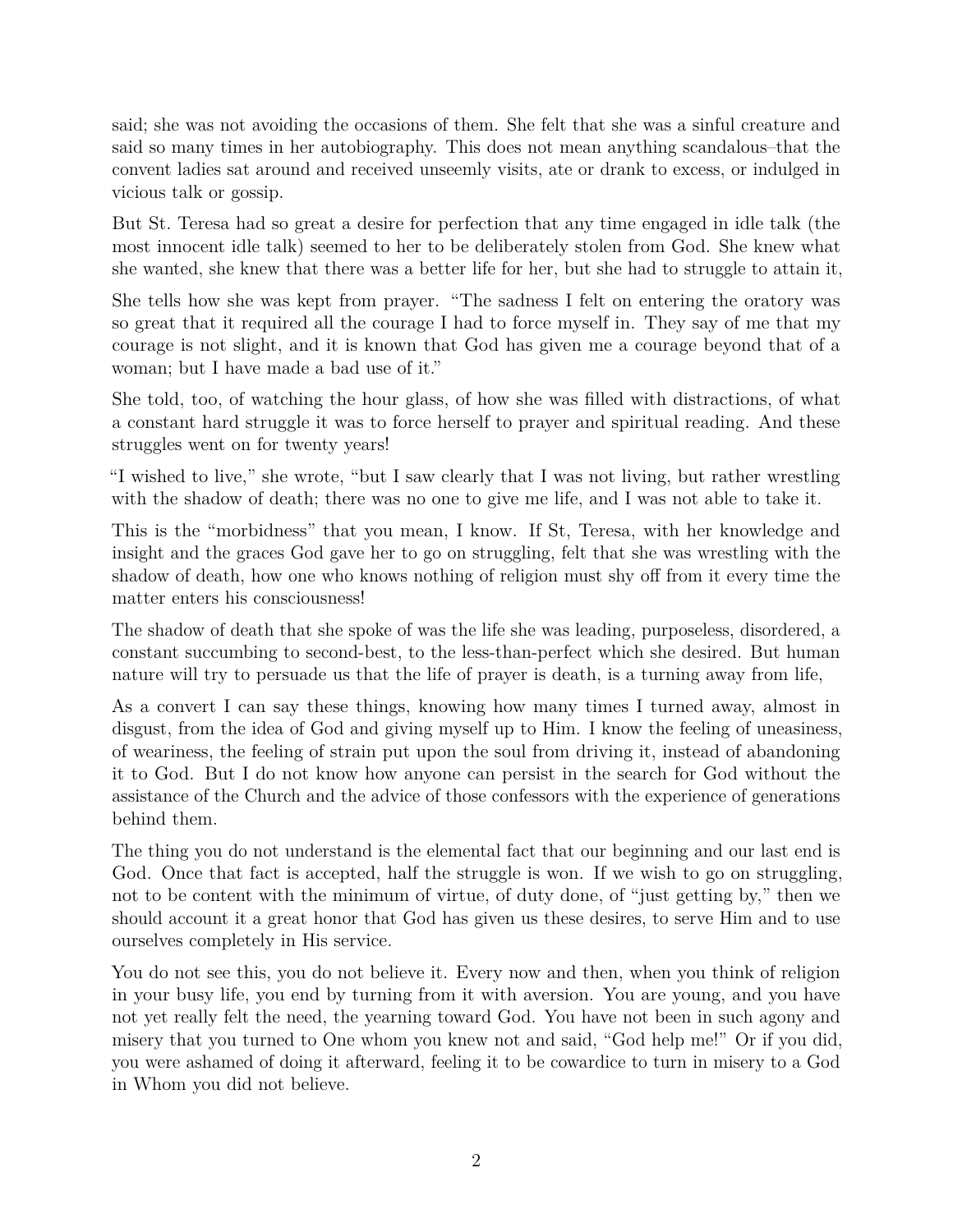said; she was not avoiding the occasions of them. She felt that she was a sinful creature and said so many times in her autobiography. This does not mean anything scandalous–that the convent ladies sat around and received unseemly visits, ate or drank to excess, or indulged in vicious talk or gossip.

But St. Teresa had so great a desire for perfection that any time engaged in idle talk (the most innocent idle talk) seemed to her to be deliberately stolen from God. She knew what she wanted, she knew that there was a better life for her, but she had to struggle to attain it,

She tells how she was kept from prayer. "The sadness I felt on entering the oratory was so great that it required all the courage I had to force myself in. They say of me that my courage is not slight, and it is known that God has given me a courage beyond that of a woman; but I have made a bad use of it."

She told, too, of watching the hour glass, of how she was filled with distractions, of what a constant hard struggle it was to force herself to prayer and spiritual reading. And these struggles went on for twenty years!

"I wished to live," she wrote, "but I saw clearly that I was not living, but rather wrestling with the shadow of death; there was no one to give me life, and I was not able to take it.

This is the "morbidness" that you mean, I know. If St, Teresa, with her knowledge and insight and the graces God gave her to go on struggling, felt that she was wrestling with the shadow of death, how one who knows nothing of religion must shy off from it every time the matter enters his consciousness!

The shadow of death that she spoke of was the life she was leading, purposeless, disordered, a constant succumbing to second-best, to the less-than-perfect which she desired. But human nature will try to persuade us that the life of prayer is death, is a turning away from life,

As a convert I can say these things, knowing how many times I turned away, almost in disgust, from the idea of God and giving myself up to Him. I know the feeling of uneasiness, of weariness, the feeling of strain put upon the soul from driving it, instead of abandoning it to God. But I do not know how anyone can persist in the search for God without the assistance of the Church and the advice of those confessors with the experience of generations behind them.

The thing you do not understand is the elemental fact that our beginning and our last end is God. Once that fact is accepted, half the struggle is won. If we wish to go on struggling, not to be content with the minimum of virtue, of duty done, of "just getting by," then we should account it a great honor that God has given us these desires, to serve Him and to use ourselves completely in His service.

You do not see this, you do not believe it. Every now and then, when you think of religion in your busy life, you end by turning from it with aversion. You are young, and you have not yet really felt the need, the yearning toward God. You have not been in such agony and misery that you turned to One whom you knew not and said, "God help me!" Or if you did, you were ashamed of doing it afterward, feeling it to be cowardice to turn in misery to a God in Whom you did not believe.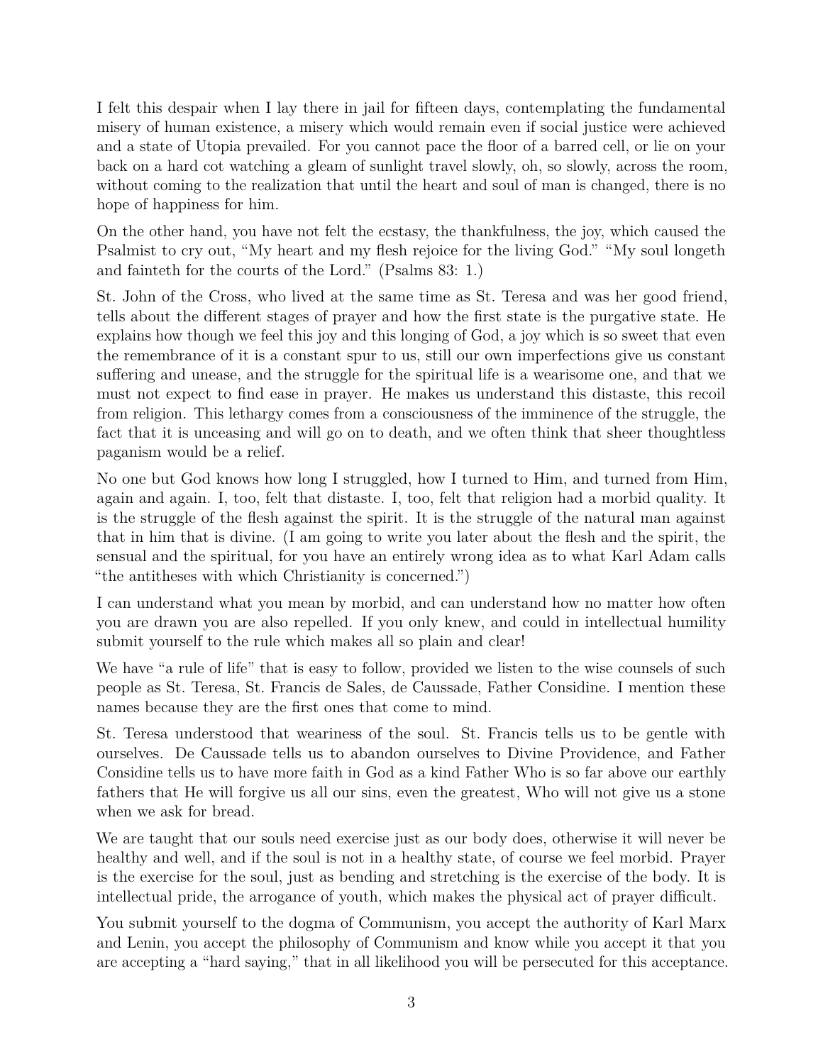I felt this despair when I lay there in jail for fifteen days, contemplating the fundamental misery of human existence, a misery which would remain even if social justice were achieved and a state of Utopia prevailed. For you cannot pace the floor of a barred cell, or lie on your back on a hard cot watching a gleam of sunlight travel slowly, oh, so slowly, across the room, without coming to the realization that until the heart and soul of man is changed, there is no hope of happiness for him.

On the other hand, you have not felt the ecstasy, the thankfulness, the joy, which caused the Psalmist to cry out, "My heart and my flesh rejoice for the living God." "My soul longeth and fainteth for the courts of the Lord." (Psalms 83: 1.)

St. John of the Cross, who lived at the same time as St. Teresa and was her good friend, tells about the different stages of prayer and how the first state is the purgative state. He explains how though we feel this joy and this longing of God, a joy which is so sweet that even the remembrance of it is a constant spur to us, still our own imperfections give us constant suffering and unease, and the struggle for the spiritual life is a wearisome one, and that we must not expect to find ease in prayer. He makes us understand this distaste, this recoil from religion. This lethargy comes from a consciousness of the imminence of the struggle, the fact that it is unceasing and will go on to death, and we often think that sheer thoughtless paganism would be a relief.

No one but God knows how long I struggled, how I turned to Him, and turned from Him, again and again. I, too, felt that distaste. I, too, felt that religion had a morbid quality. It is the struggle of the flesh against the spirit. It is the struggle of the natural man against that in him that is divine. (I am going to write you later about the flesh and the spirit, the sensual and the spiritual, for you have an entirely wrong idea as to what Karl Adam calls "the antitheses with which Christianity is concerned.")

I can understand what you mean by morbid, and can understand how no matter how often you are drawn you are also repelled. If you only knew, and could in intellectual humility submit yourself to the rule which makes all so plain and clear!

We have "a rule of life" that is easy to follow, provided we listen to the wise counsels of such people as St. Teresa, St. Francis de Sales, de Caussade, Father Considine. I mention these names because they are the first ones that come to mind.

St. Teresa understood that weariness of the soul. St. Francis tells us to be gentle with ourselves. De Caussade tells us to abandon ourselves to Divine Providence, and Father Considine tells us to have more faith in God as a kind Father Who is so far above our earthly fathers that He will forgive us all our sins, even the greatest, Who will not give us a stone when we ask for bread.

We are taught that our souls need exercise just as our body does, otherwise it will never be healthy and well, and if the soul is not in a healthy state, of course we feel morbid. Prayer is the exercise for the soul, just as bending and stretching is the exercise of the body. It is intellectual pride, the arrogance of youth, which makes the physical act of prayer difficult.

You submit yourself to the dogma of Communism, you accept the authority of Karl Marx and Lenin, you accept the philosophy of Communism and know while you accept it that you are accepting a "hard saying," that in all likelihood you will be persecuted for this acceptance.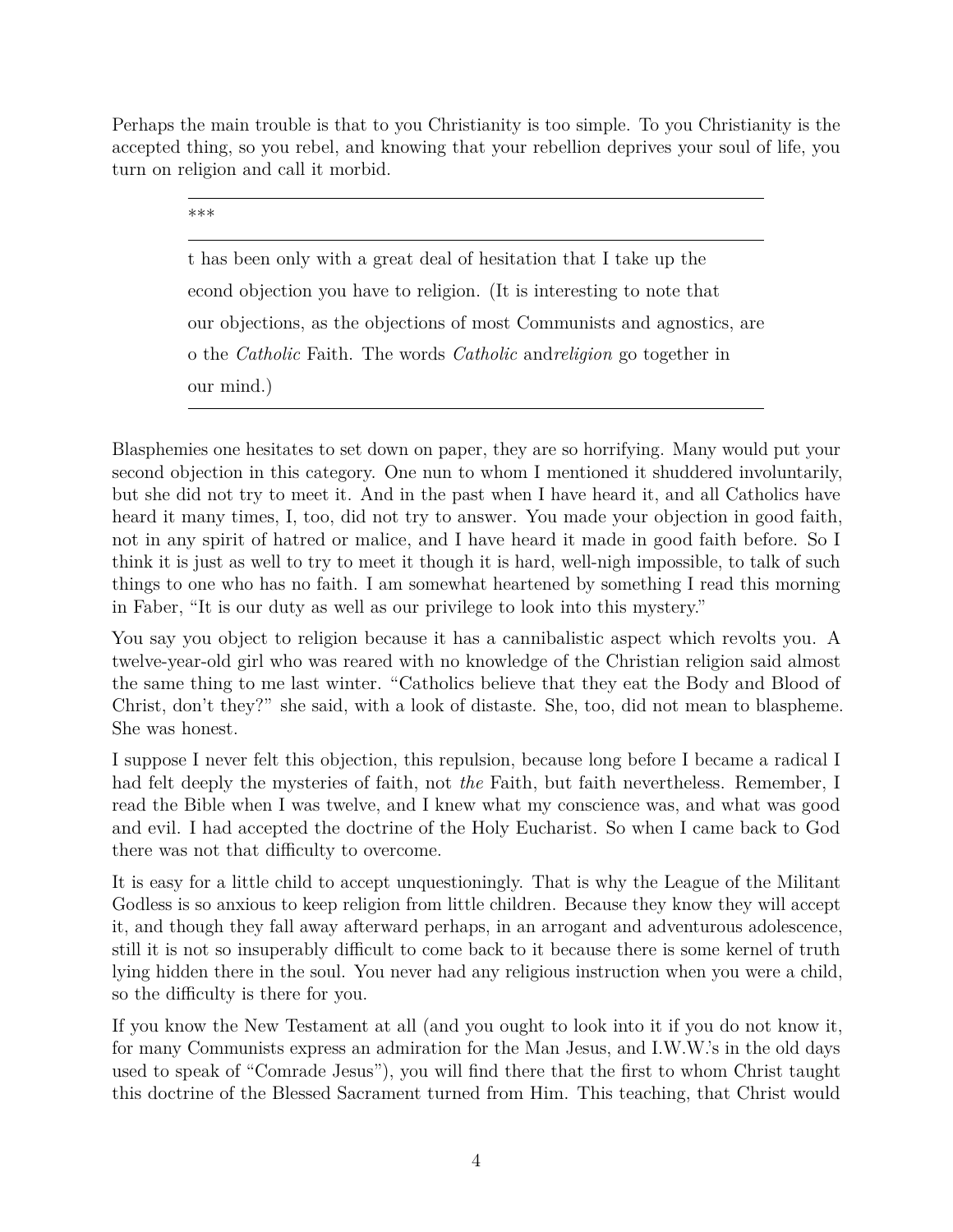Perhaps the main trouble is that to you Christianity is too simple. To you Christianity is the accepted thing, so you rebel, and knowing that your rebellion deprives your soul of life, you turn on religion and call it morbid.

> ***
>
> t has been only with a great deal of hesitation that I take up the econd objection you have to religion. (It is interesting to note that our objections, as the objections of most Communists and agnostics, are o the *Catholic* Faith. The words *Catholic* and*religion* go together in our mind.)

Blasphemies one hesitates to set down on paper, they are so horrifying. Many would put your second objection in this category. One nun to whom I mentioned it shuddered involuntarily, but she did not try to meet it. And in the past when I have heard it, and all Catholics have heard it many times, I, too, did not try to answer. You made your objection in good faith, not in any spirit of hatred or malice, and I have heard it made in good faith before. So I think it is just as well to try to meet it though it is hard, well-nigh impossible, to talk of such things to one who has no faith. I am somewhat heartened by something I read this morning in Faber, "It is our duty as well as our privilege to look into this mystery."

You say you object to religion because it has a cannibalistic aspect which revolts you. A twelve-year-old girl who was reared with no knowledge of the Christian religion said almost the same thing to me last winter. "Catholics believe that they eat the Body and Blood of Christ, don't they?" she said, with a look of distaste. She, too, did not mean to blaspheme. She was honest.

I suppose I never felt this objection, this repulsion, because long before I became a radical I had felt deeply the mysteries of faith, not *the* Faith, but faith nevertheless. Remember, I read the Bible when I was twelve, and I knew what my conscience was, and what was good and evil. I had accepted the doctrine of the Holy Eucharist. So when I came back to God there was not that difficulty to overcome.

It is easy for a little child to accept unquestioningly. That is why the League of the Militant Godless is so anxious to keep religion from little children. Because they know they will accept it, and though they fall away afterward perhaps, in an arrogant and adventurous adolescence, still it is not so insuperably difficult to come back to it because there is some kernel of truth lying hidden there in the soul. You never had any religious instruction when you were a child, so the difficulty is there for you.

If you know the New Testament at all (and you ought to look into it if you do not know it, for many Communists express an admiration for the Man Jesus, and I.W.W.'s in the old days used to speak of "Comrade Jesus"), you will find there that the first to whom Christ taught this doctrine of the Blessed Sacrament turned from Him. This teaching, that Christ would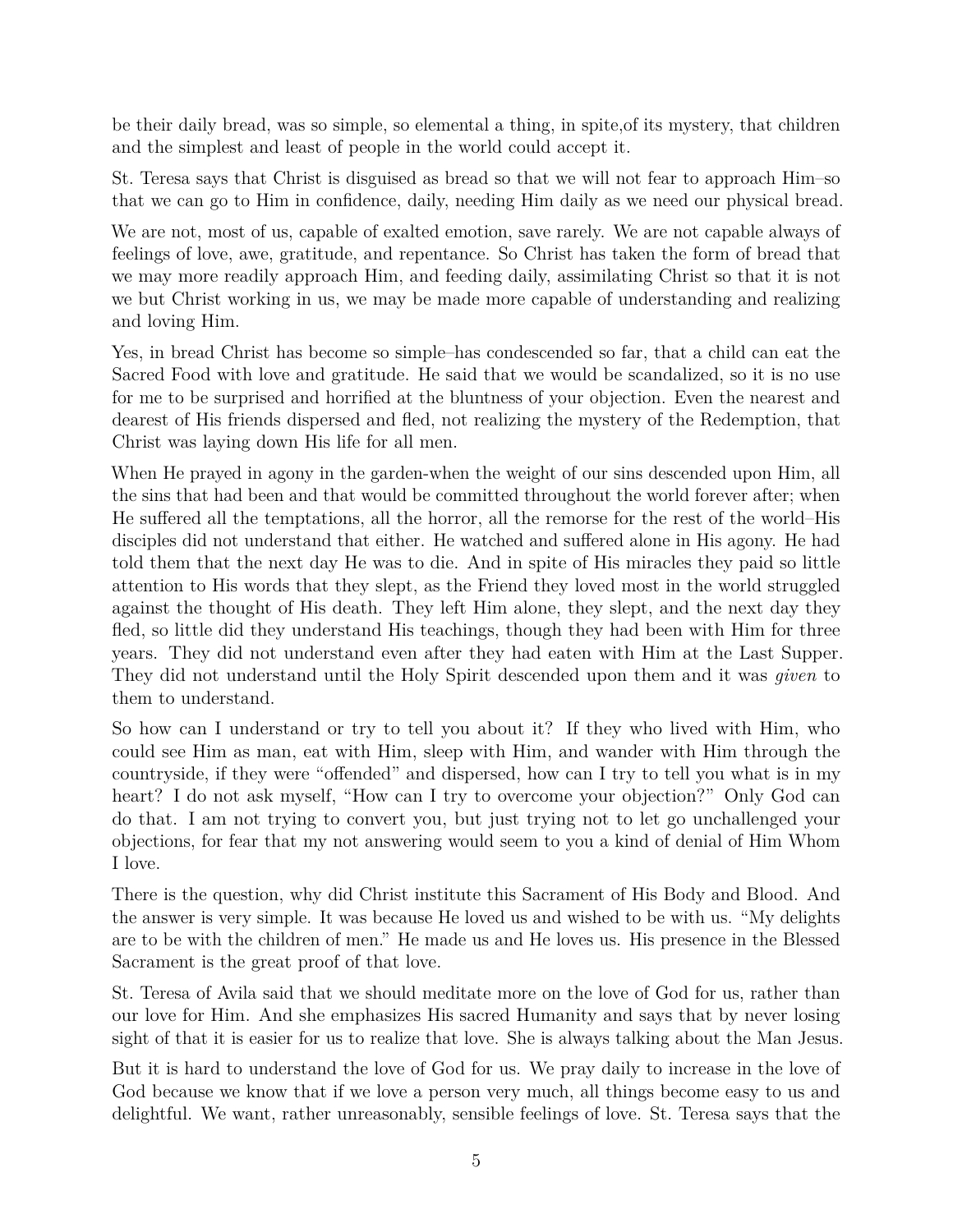be their daily bread, was so simple, so elemental a thing, in spite,of its mystery, that children and the simplest and least of people in the world could accept it.

St. Teresa says that Christ is disguised as bread so that we will not fear to approach Him–so that we can go to Him in confidence, daily, needing Him daily as we need our physical bread.

We are not, most of us, capable of exalted emotion, save rarely. We are not capable always of feelings of love, awe, gratitude, and repentance. So Christ has taken the form of bread that we may more readily approach Him, and feeding daily, assimilating Christ so that it is not we but Christ working in us, we may be made more capable of understanding and realizing and loving Him.

Yes, in bread Christ has become so simple–has condescended so far, that a child can eat the Sacred Food with love and gratitude. He said that we would be scandalized, so it is no use for me to be surprised and horrified at the bluntness of your objection. Even the nearest and dearest of His friends dispersed and fled, not realizing the mystery of the Redemption, that Christ was laying down His life for all men.

When He prayed in agony in the garden-when the weight of our sins descended upon Him, all the sins that had been and that would be committed throughout the world forever after; when He suffered all the temptations, all the horror, all the remorse for the rest of the world–His disciples did not understand that either. He watched and suffered alone in His agony. He had told them that the next day He was to die. And in spite of His miracles they paid so little attention to His words that they slept, as the Friend they loved most in the world struggled against the thought of His death. They left Him alone, they slept, and the next day they fled, so little did they understand His teachings, though they had been with Him for three years. They did not understand even after they had eaten with Him at the Last Supper. They did not understand until the Holy Spirit descended upon them and it was *given* to them to understand.

So how can I understand or try to tell you about it? If they who lived with Him, who could see Him as man, eat with Him, sleep with Him, and wander with Him through the countryside, if they were "offended" and dispersed, how can I try to tell you what is in my heart? I do not ask myself, "How can I try to overcome your objection?" Only God can do that. I am not trying to convert you, but just trying not to let go unchallenged your objections, for fear that my not answering would seem to you a kind of denial of Him Whom I love.

There is the question, why did Christ institute this Sacrament of His Body and Blood. And the answer is very simple. It was because He loved us and wished to be with us. "My delights are to be with the children of men." He made us and He loves us. His presence in the Blessed Sacrament is the great proof of that love.

St. Teresa of Avila said that we should meditate more on the love of God for us, rather than our love for Him. And she emphasizes His sacred Humanity and says that by never losing sight of that it is easier for us to realize that love. She is always talking about the Man Jesus.

But it is hard to understand the love of God for us. We pray daily to increase in the love of God because we know that if we love a person very much, all things become easy to us and delightful. We want, rather unreasonably, sensible feelings of love. St. Teresa says that the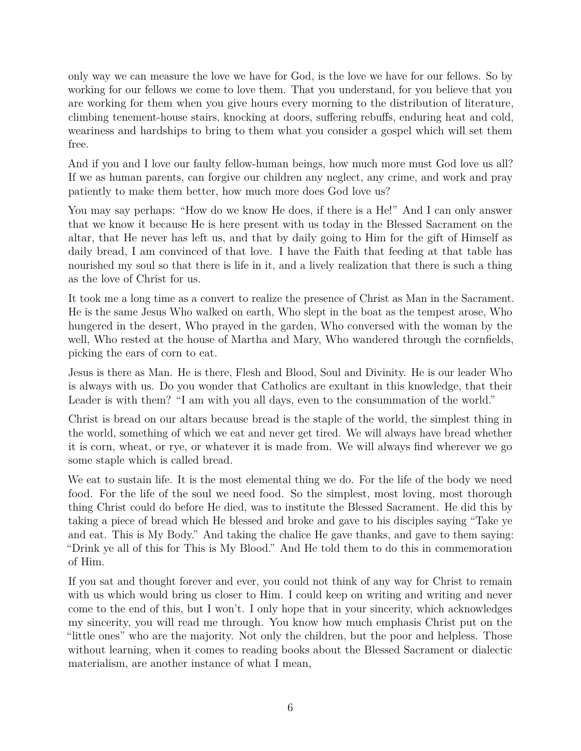only way we can measure the love we have for God, is the love we have for our fellows. So by working for our fellows we come to love them. That you understand, for you believe that you are working for them when you give hours every morning to the distribution of literature, climbing tenement-house stairs, knocking at doors, suffering rebuffs, enduring heat and cold, weariness and hardships to bring to them what you consider a gospel which will set them free.

And if you and I love our faulty fellow-human beings, how much more must God love us all? If we as human parents, can forgive our children any neglect, any crime, and work and pray patiently to make them better, how much more does God love us?

You may say perhaps: "How do we know He does, if there is a He!" And I can only answer that we know it because He is here present with us today in the Blessed Sacrament on the altar, that He never has left us, and that by daily going to Him for the gift of Himself as daily bread, I am convinced of that love. I have the Faith that feeding at that table has nourished my soul so that there is life in it, and a lively realization that there is such a thing as the love of Christ for us.

It took me a long time as a convert to realize the presence of Christ as Man in the Sacrament. He is the same Jesus Who walked on earth, Who slept in the boat as the tempest arose, Who hungered in the desert, Who prayed in the garden, Who conversed with the woman by the well, Who rested at the house of Martha and Mary, Who wandered through the cornfields, picking the ears of corn to eat.

Jesus is there as Man. He is there, Flesh and Blood, Soul and Divinity. He is our leader Who is always with us. Do you wonder that Catholics are exultant in this knowledge, that their Leader is with them? "I am with you all days, even to the consummation of the world."

Christ is bread on our altars because bread is the staple of the world, the simplest thing in the world, something of which we eat and never get tired. We will always have bread whether it is corn, wheat, or rye, or whatever it is made from. We will always find wherever we go some staple which is called bread.

We eat to sustain life. It is the most elemental thing we do. For the life of the body we need food. For the life of the soul we need food. So the simplest, most loving, most thorough thing Christ could do before He died, was to institute the Blessed Sacrament. He did this by taking a piece of bread which He blessed and broke and gave to his disciples saying "Take ye and eat. This is My Body." And taking the chalice He gave thanks, and gave to them saying: "Drink ye all of this for This is My Blood." And He told them to do this in commemoration of Him.

If you sat and thought forever and ever, you could not think of any way for Christ to remain with us which would bring us closer to Him. I could keep on writing and writing and never come to the end of this, but I won't. I only hope that in your sincerity, which acknowledges my sincerity, you will read me through. You know how much emphasis Christ put on the "little ones" who are the majority. Not only the children, but the poor and helpless. Those without learning, when it comes to reading books about the Blessed Sacrament or dialectic materialism, are another instance of what I mean,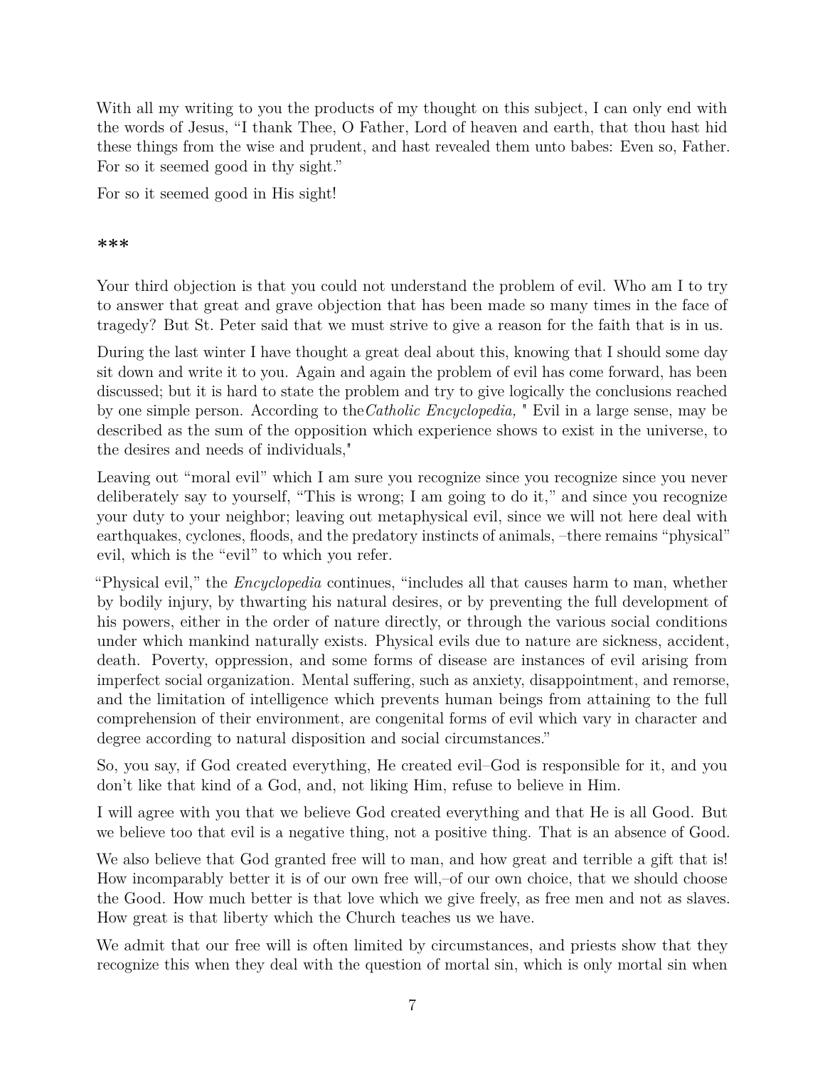With all my writing to you the products of my thought on this subject, I can only end with the words of Jesus, "I thank Thee, O Father, Lord of heaven and earth, that thou hast hid these things from the wise and prudent, and hast revealed them unto babes: Even so, Father. For so it seemed good in thy sight."

For so it seemed good in His sight!

***

Your third objection is that you could not understand the problem of evil. Who am I to try to answer that great and grave objection that has been made so many times in the face of tragedy? But St. Peter said that we must strive to give a reason for the faith that is in us.

During the last winter I have thought a great deal about this, knowing that I should some day sit down and write it to you. Again and again the problem of evil has come forward, has been discussed; but it is hard to state the problem and try to give logically the conclusions reached by one simple person. According to the*Catholic Encyclopedia,* " Evil in a large sense, may be described as the sum of the opposition which experience shows to exist in the universe, to the desires and needs of individuals,"

Leaving out "moral evil" which I am sure you recognize since you recognize since you never deliberately say to yourself, "This is wrong; I am going to do it," and since you recognize your duty to your neighbor; leaving out metaphysical evil, since we will not here deal with earthquakes, cyclones, floods, and the predatory instincts of animals, –there remains "physical" evil, which is the "evil" to which you refer.

"Physical evil," the *Encyclopedia* continues, "includes all that causes harm to man, whether by bodily injury, by thwarting his natural desires, or by preventing the full development of his powers, either in the order of nature directly, or through the various social conditions under which mankind naturally exists. Physical evils due to nature are sickness, accident, death. Poverty, oppression, and some forms of disease are instances of evil arising from imperfect social organization. Mental suffering, such as anxiety, disappointment, and remorse, and the limitation of intelligence which prevents human beings from attaining to the full comprehension of their environment, are congenital forms of evil which vary in character and degree according to natural disposition and social circumstances."

So, you say, if God created everything, He created evil–God is responsible for it, and you don't like that kind of a God, and, not liking Him, refuse to believe in Him.

I will agree with you that we believe God created everything and that He is all Good. But we believe too that evil is a negative thing, not a positive thing. That is an absence of Good.

We also believe that God granted free will to man, and how great and terrible a gift that is! How incomparably better it is of our own free will,–of our own choice, that we should choose the Good. How much better is that love which we give freely, as free men and not as slaves. How great is that liberty which the Church teaches us we have.

We admit that our free will is often limited by circumstances, and priests show that they recognize this when they deal with the question of mortal sin, which is only mortal sin when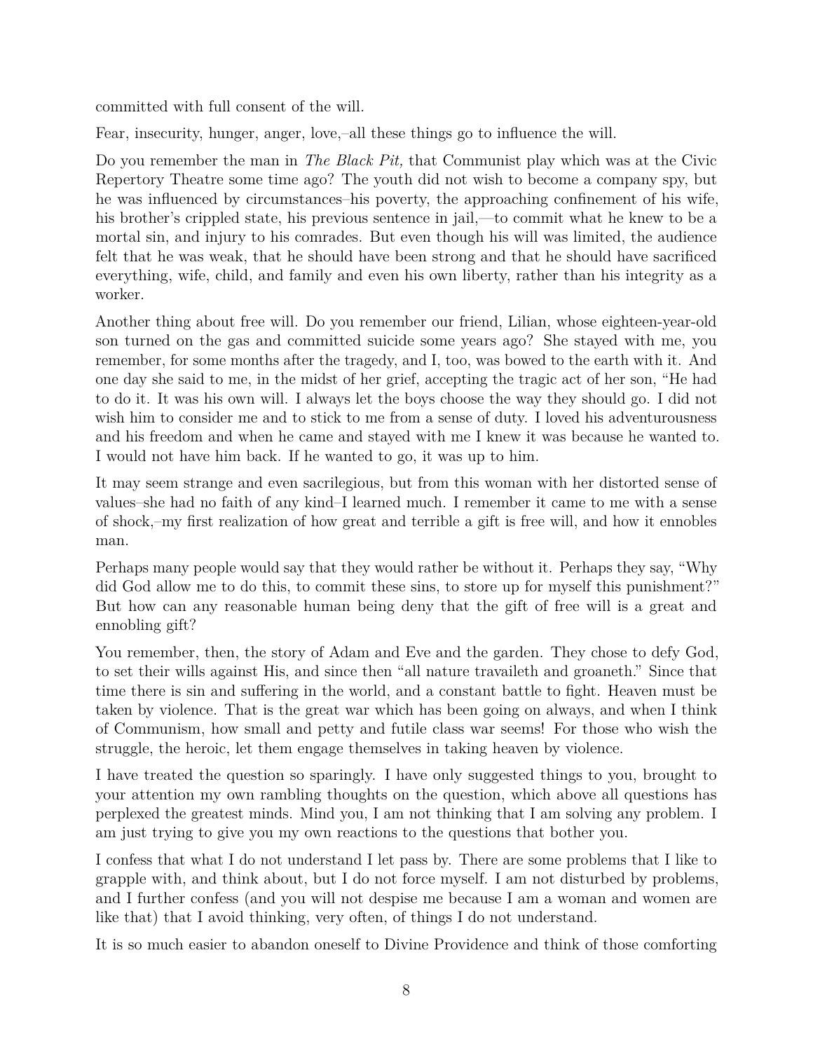committed with full consent of the will.

Fear, insecurity, hunger, anger, love,–all these things go to influence the will.

Do you remember the man in *The Black Pit,* that Communist play which was at the Civic Repertory Theatre some time ago? The youth did not wish to become a company spy, but he was influenced by circumstances–his poverty, the approaching confinement of his wife, his brother's crippled state, his previous sentence in jail,—to commit what he knew to be a mortal sin, and injury to his comrades. But even though his will was limited, the audience felt that he was weak, that he should have been strong and that he should have sacrificed everything, wife, child, and family and even his own liberty, rather than his integrity as a worker.

Another thing about free will. Do you remember our friend, Lilian, whose eighteen-year-old son turned on the gas and committed suicide some years ago? She stayed with me, you remember, for some months after the tragedy, and I, too, was bowed to the earth with it. And one day she said to me, in the midst of her grief, accepting the tragic act of her son, "He had to do it. It was his own will. I always let the boys choose the way they should go. I did not wish him to consider me and to stick to me from a sense of duty. I loved his adventurousness and his freedom and when he came and stayed with me I knew it was because he wanted to. I would not have him back. If he wanted to go, it was up to him.

It may seem strange and even sacrilegious, but from this woman with her distorted sense of values–she had no faith of any kind–I learned much. I remember it came to me with a sense of shock,–my first realization of how great and terrible a gift is free will, and how it ennobles man.

Perhaps many people would say that they would rather be without it. Perhaps they say, "Why did God allow me to do this, to commit these sins, to store up for myself this punishment?" But how can any reasonable human being deny that the gift of free will is a great and ennobling gift?

You remember, then, the story of Adam and Eve and the garden. They chose to defy God, to set their wills against His, and since then "all nature travaileth and groaneth." Since that time there is sin and suffering in the world, and a constant battle to fight. Heaven must be taken by violence. That is the great war which has been going on always, and when I think of Communism, how small and petty and futile class war seems! For those who wish the struggle, the heroic, let them engage themselves in taking heaven by violence.

I have treated the question so sparingly. I have only suggested things to you, brought to your attention my own rambling thoughts on the question, which above all questions has perplexed the greatest minds. Mind you, I am not thinking that I am solving any problem. I am just trying to give you my own reactions to the questions that bother you.

I confess that what I do not understand I let pass by. There are some problems that I like to grapple with, and think about, but I do not force myself. I am not disturbed by problems, and I further confess (and you will not despise me because I am a woman and women are like that) that I avoid thinking, very often, of things I do not understand.

It is so much easier to abandon oneself to Divine Providence and think of those comforting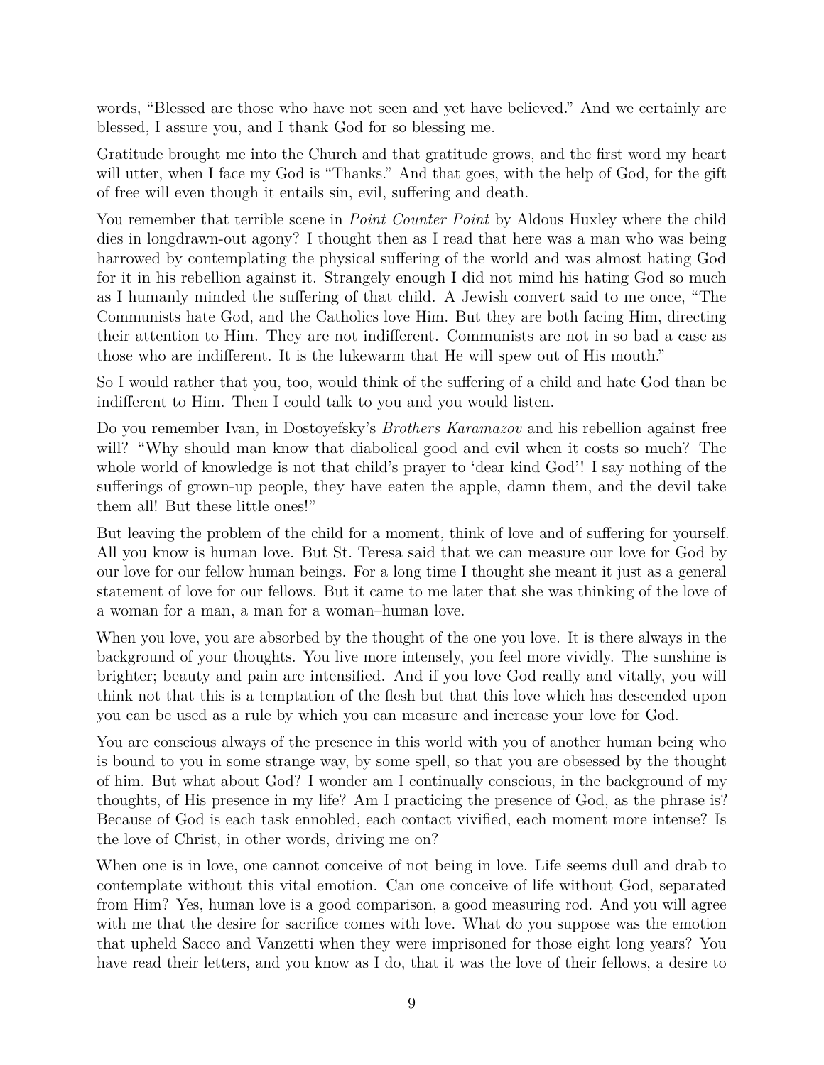words, “Blessed are those who have not seen and yet have believed.” And we certainly are blessed, I assure you, and I thank God for so blessing me.

Gratitude brought me into the Church and that gratitude grows, and the first word my heart will utter, when I face my God is “Thanks.” And that goes, with the help of God, for the gift of free will even though it entails sin, evil, suffering and death.

You remember that terrible scene in *Point Counter Point* by Aldous Huxley where the child dies in longdrawn-out agony? I thought then as I read that here was a man who was being harrowed by contemplating the physical suffering of the world and was almost hating God for it in his rebellion against it. Strangely enough I did not mind his hating God so much as I humanly minded the suffering of that child. A Jewish convert said to me once, “The Communists hate God, and the Catholics love Him. But they are both facing Him, directing their attention to Him. They are not indifferent. Communists are not in so bad a case as those who are indifferent. It is the lukewarm that He will spew out of His mouth.”

So I would rather that you, too, would think of the suffering of a child and hate God than be indifferent to Him. Then I could talk to you and you would listen.

Do you remember Ivan, in Dostoyefsky’s *Brothers Karamazov* and his rebellion against free will? “Why should man know that diabolical good and evil when it costs so much? The whole world of knowledge is not that child’s prayer to ‘dear kind God’! I say nothing of the sufferings of grown-up people, they have eaten the apple, damn them, and the devil take them all! But these little ones!”

But leaving the problem of the child for a moment, think of love and of suffering for yourself. All you know is human love. But St. Teresa said that we can measure our love for God by our love for our fellow human beings. For a long time I thought she meant it just as a general statement of love for our fellows. But it came to me later that she was thinking of the love of a woman for a man, a man for a woman–human love.

When you love, you are absorbed by the thought of the one you love. It is there always in the background of your thoughts. You live more intensely, you feel more vividly. The sunshine is brighter; beauty and pain are intensified. And if you love God really and vitally, you will think not that this is a temptation of the flesh but that this love which has descended upon you can be used as a rule by which you can measure and increase your love for God.

You are conscious always of the presence in this world with you of another human being who is bound to you in some strange way, by some spell, so that you are obsessed by the thought of him. But what about God? I wonder am I continually conscious, in the background of my thoughts, of His presence in my life? Am I practicing the presence of God, as the phrase is? Because of God is each task ennobled, each contact vivified, each moment more intense? Is the love of Christ, in other words, driving me on?

When one is in love, one cannot conceive of not being in love. Life seems dull and drab to contemplate without this vital emotion. Can one conceive of life without God, separated from Him? Yes, human love is a good comparison, a good measuring rod. And you will agree with me that the desire for sacrifice comes with love. What do you suppose was the emotion that upheld Sacco and Vanzetti when they were imprisoned for those eight long years? You have read their letters, and you know as I do, that it was the love of their fellows, a desire to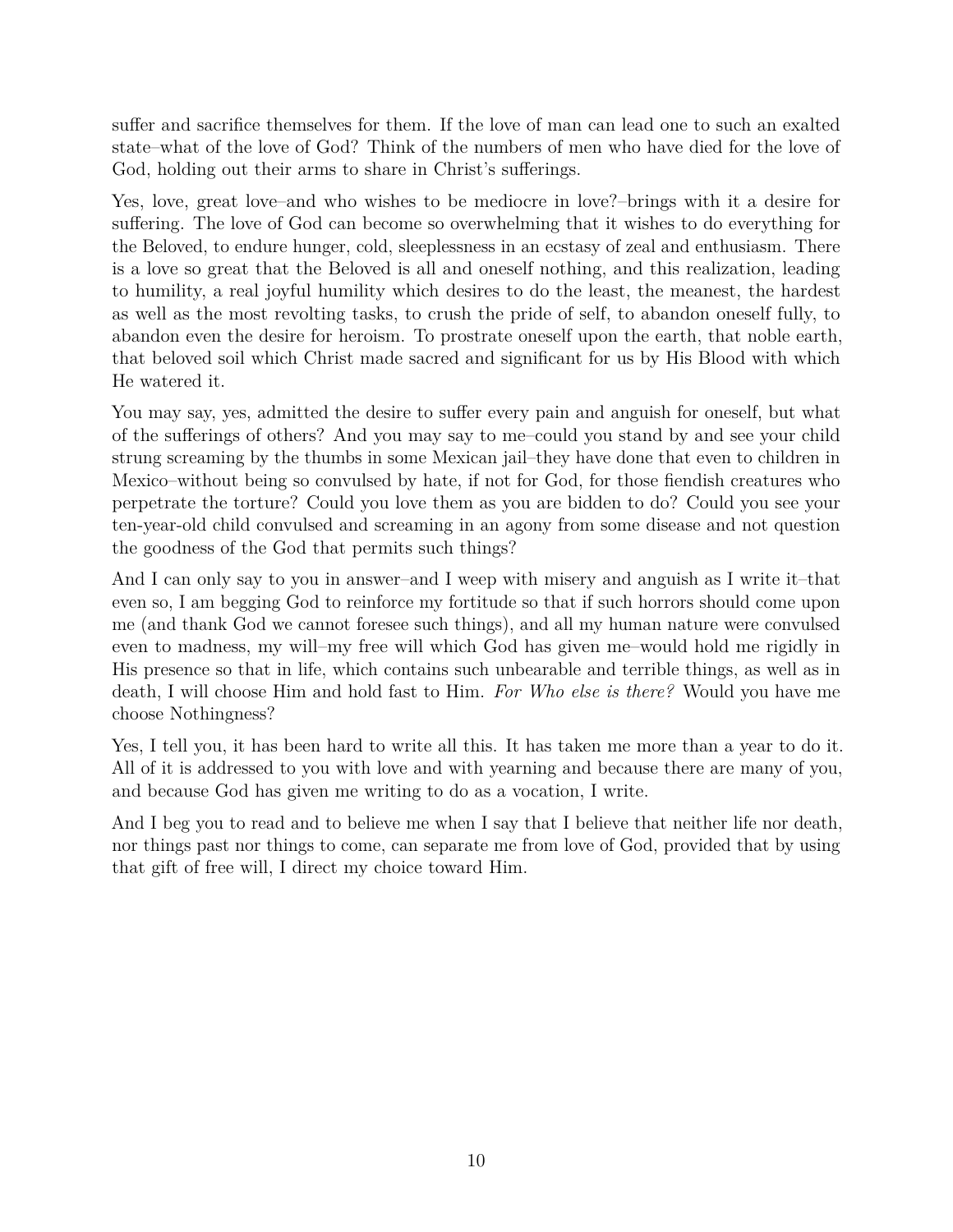suffer and sacrifice themselves for them. If the love of man can lead one to such an exalted state–what of the love of God? Think of the numbers of men who have died for the love of God, holding out their arms to share in Christ's sufferings.

Yes, love, great love–and who wishes to be mediocre in love?–brings with it a desire for suffering. The love of God can become so overwhelming that it wishes to do everything for the Beloved, to endure hunger, cold, sleeplessness in an ecstasy of zeal and enthusiasm. There is a love so great that the Beloved is all and oneself nothing, and this realization, leading to humility, a real joyful humility which desires to do the least, the meanest, the hardest as well as the most revolting tasks, to crush the pride of self, to abandon oneself fully, to abandon even the desire for heroism. To prostrate oneself upon the earth, that noble earth, that beloved soil which Christ made sacred and significant for us by His Blood with which He watered it.

You may say, yes, admitted the desire to suffer every pain and anguish for oneself, but what of the sufferings of others? And you may say to me–could you stand by and see your child strung screaming by the thumbs in some Mexican jail–they have done that even to children in Mexico–without being so convulsed by hate, if not for God, for those fiendish creatures who perpetrate the torture? Could you love them as you are bidden to do? Could you see your ten-year-old child convulsed and screaming in an agony from some disease and not question the goodness of the God that permits such things?

And I can only say to you in answer–and I weep with misery and anguish as I write it–that even so, I am begging God to reinforce my fortitude so that if such horrors should come upon me (and thank God we cannot foresee such things), and all my human nature were convulsed even to madness, my will–my free will which God has given me–would hold me rigidly in His presence so that in life, which contains such unbearable and terrible things, as well as in death, I will choose Him and hold fast to Him. *For Who else is there?* Would you have me choose Nothingness?

Yes, I tell you, it has been hard to write all this. It has taken me more than a year to do it. All of it is addressed to you with love and with yearning and because there are many of you, and because God has given me writing to do as a vocation, I write.

And I beg you to read and to believe me when I say that I believe that neither life nor death, nor things past nor things to come, can separate me from love of God, provided that by using that gift of free will, I direct my choice toward Him.